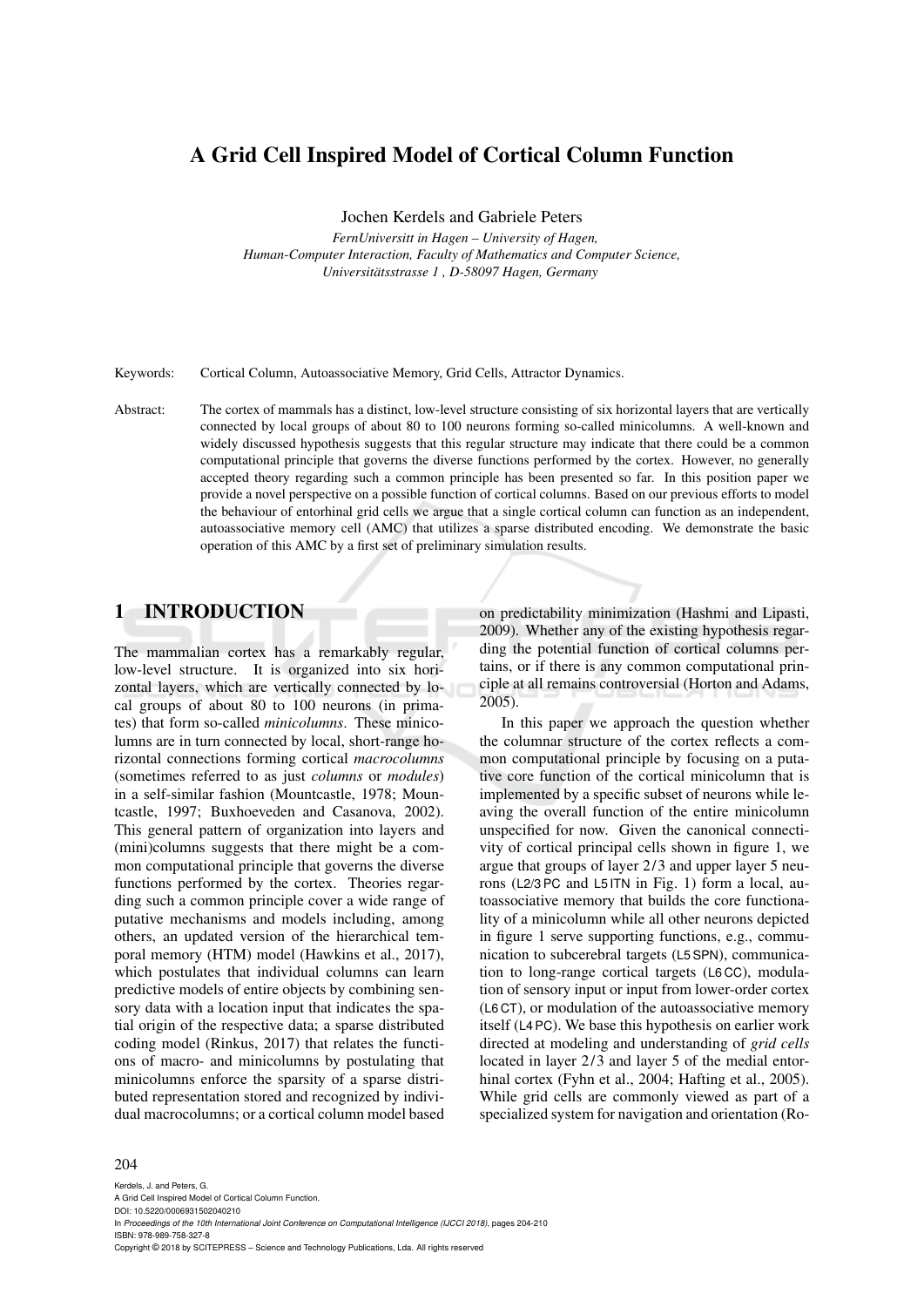# A Grid Cell Inspired Model of Cortical Column Function

Jochen Kerdels and Gabriele Peters

*FernUniversitt in Hagen – University of Hagen,*
*Human-Computer Interaction, Faculty of Mathematics and Computer Science,*
*Universitätsstrasse 1 , D-58097 Hagen, Germany*

Keywords: Cortical Column, Autoassociative Memory, Grid Cells, Attractor Dynamics.

Abstract: The cortex of mammals has a distinct, low-level structure consisting of six horizontal layers that are vertically connected by local groups of about 80 to 100 neurons forming so-called minicolumns. A well-known and widely discussed hypothesis suggests that this regular structure may indicate that there could be a common computational principle that governs the diverse functions performed by the cortex. However, no generally accepted theory regarding such a common principle has been presented so far. In this position paper we provide a novel perspective on a possible function of cortical columns. Based on our previous efforts to model the behaviour of entorhinal grid cells we argue that a single cortical column can function as an independent, autoassociative memory cell (AMC) that utilizes a sparse distributed encoding. We demonstrate the basic operation of this AMC by a first set of preliminary simulation results.

## 1 INTRODUCTION

The mammalian cortex has a remarkably regular, low-level structure. It is organized into six horizontal layers, which are vertically connected by local groups of about 80 to 100 neurons (in primates) that form so-called *minicolumns*. These minicolumns are in turn connected by local, short-range horizontal connections forming cortical *macrocolumns* (sometimes referred to as just *columns* or *modules*) in a self-similar fashion (Mountcastle, 1978; Mountcastle, 1997; Buxhoeveden and Casanova, 2002). This general pattern of organization into layers and (mini)columns suggests that there might be a common computational principle that governs the diverse functions performed by the cortex. Theories regarding such a common principle cover a wide range of putative mechanisms and models including, among others, an updated version of the hierarchical temporal memory (HTM) model (Hawkins et al., 2017), which postulates that individual columns can learn predictive models of entire objects by combining sensory data with a location input that indicates the spatial origin of the respective data; a sparse distributed coding model (Rinkus, 2017) that relates the functions of macro- and minicolumns by postulating that minicolumns enforce the sparsity of a sparse distributed representation stored and recognized by individual macrocolumns; or a cortical column model based on predictability minimization (Hashmi and Lipasti, 2009). Whether any of the existing hypothesis regarding the potential function of cortical columns pertains, or if there is any common computational principle at all remains controversial (Horton and Adams, 2005).

In this paper we approach the question whether the columnar structure of the cortex reflects a common computational principle by focusing on a putative core function of the cortical minicolumn that is implemented by a specific subset of neurons while leaving the overall function of the entire minicolumn unspecified for now. Given the canonical connectivity of cortical principal cells shown in figure 1, we argue that groups of layer 2/3 and upper layer 5 neurons (L2/3 PC and L5 ITN in Fig. 1) form a local, autoassociative memory that builds the core functionality of a minicolumn while all other neurons depicted in figure 1 serve supporting functions, e.g., communication to subcerebral targets (L5 SPN), communication to long-range cortical targets (L6 CC), modulation of sensory input or input from lower-order cortex (L6 CT), or modulation of the autoassociative memory itself (L4 PC). We base this hypothesis on earlier work directed at modeling and understanding of *grid cells* located in layer 2/3 and layer 5 of the medial entorhinal cortex (Fyhn et al., 2004; Hafting et al., 2005). While grid cells are commonly viewed as part of a specialized system for navigation and orientation (Ro-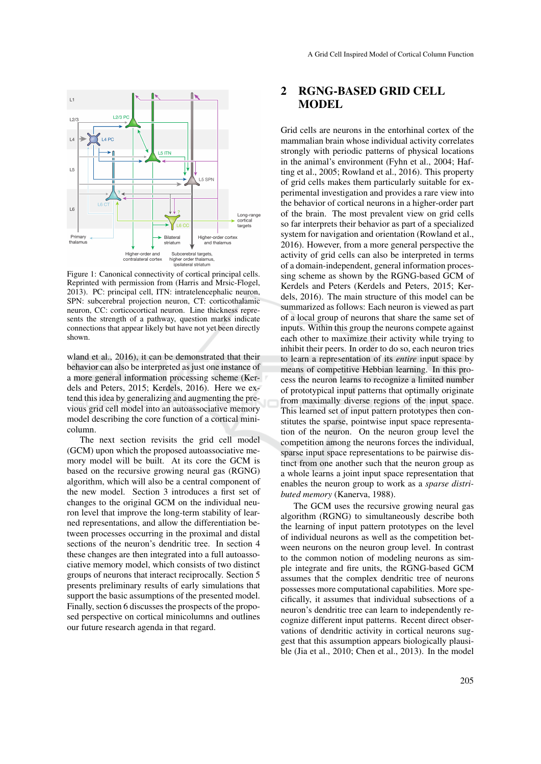Figure 1: Canonical connectivity of cortical principal cells. Reprinted with permission from (Harris and Mrsic-Flogel, 2013). PC: principal cell, ITN: intratelencephalic neuron, SPN: subcerebral projection neuron, CT: corticothalamic neuron, CC: corticocortical neuron. Line thickness represents the strength of a pathway, question marks indicate connections that appear likely but have not yet been directly shown.

wland et al., 2016), it can be demonstrated that their behavior can also be interpreted as just one instance of a more general information processing scheme (Kerdels and Peters, 2015; Kerdels, 2016). Here we extend this idea by generalizing and augmenting the previous grid cell model into an autoassociative memory model describing the core function of a cortical minicolumn.

The next section revisits the grid cell model (GCM) upon which the proposed autoassociative memory model will be built. At its core the GCM is based on the recursive growing neural gas (RGNG) algorithm, which will also be a central component of the new model. Section 3 introduces a first set of changes to the original GCM on the individual neuron level that improve the long-term stability of learned representations, and allow the differentiation between processes occurring in the proximal and distal sections of the neuron's dendritic tree. In section 4 these changes are then integrated into a full autoassociative memory model, which consists of two distinct groups of neurons that interact reciprocally. Section 5 presents preliminary results of early simulations that support the basic assumptions of the presented model. Finally, section 6 discusses the prospects of the proposed perspective on cortical minicolumns and outlines our future research agenda in that regard.

## 2 RGNG-BASED GRID CELL MODEL

Grid cells are neurons in the entorhinal cortex of the mammalian brain whose individual activity correlates strongly with periodic patterns of physical locations in the animal's environment (Fyhn et al., 2004; Hafting et al., 2005; Rowland et al., 2016). This property of grid cells makes them particularly suitable for experimental investigation and provides a rare view into the behavior of cortical neurons in a higher-order part of the brain. The most prevalent view on grid cells so far interprets their behavior as part of a specialized system for navigation and orientation (Rowland et al., 2016). However, from a more general perspective the activity of grid cells can also be interpreted in terms of a domain-independent, general information processing scheme as shown by the RGNG-based GCM of Kerdels and Peters (Kerdels and Peters, 2015; Kerdels, 2016). The main structure of this model can be summarized as follows: Each neuron is viewed as part of a local group of neurons that share the same set of inputs. Within this group the neurons compete against each other to maximize their activity while trying to inhibit their peers. In order to do so, each neuron tries to learn a representation of its *entire* input space by means of competitive Hebbian learning. In this process the neuron learns to recognize a limited number of prototypical input patterns that optimally originate from maximally diverse regions of the input space. This learned set of input pattern prototypes then constitutes the sparse, pointwise input space representation of the neuron. On the neuron group level the competition among the neurons forces the individual, sparse input space representations to be pairwise distinct from one another such that the neuron group as a whole learns a joint input space representation that enables the neuron group to work as a *sparse distributed memory* (Kanerva, 1988).

The GCM uses the recursive growing neural gas algorithm (RGNG) to simultaneously describe both the learning of input pattern prototypes on the level of individual neurons as well as the competition between neurons on the neuron group level. In contrast to the common notion of modeling neurons as simple integrate and fire units, the RGNG-based GCM assumes that the complex dendritic tree of neurons possesses more computational capabilities. More specifically, it assumes that individual subsections of a neuron's dendritic tree can learn to independently recognize different input patterns. Recent direct observations of dendritic activity in cortical neurons suggest that this assumption appears biologically plausible (Jia et al., 2010; Chen et al., 2013). In the model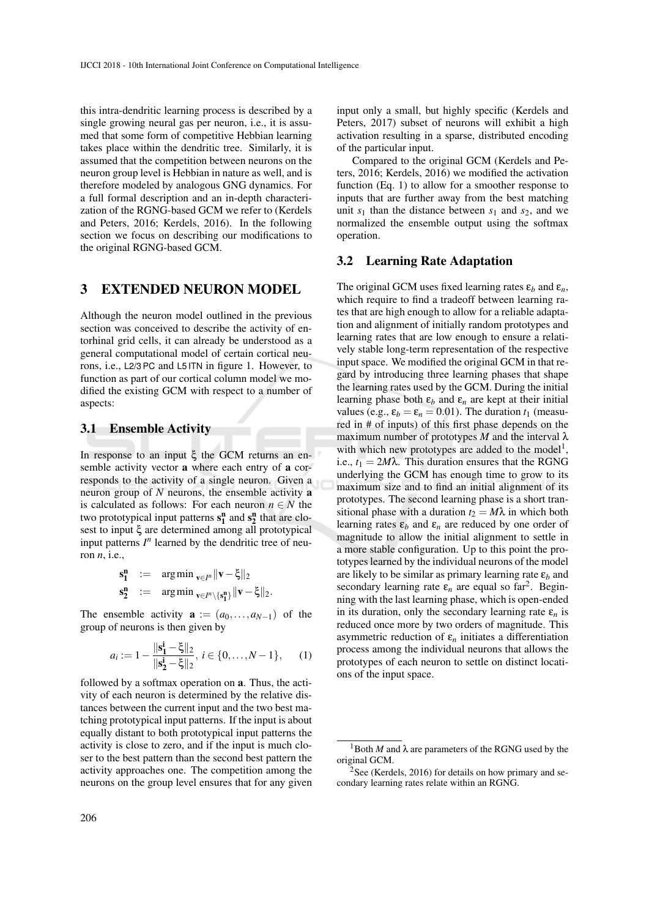this intra-dendritic learning process is described by a single growing neural gas per neuron, i.e., it is assumed that some form of competitive Hebbian learning takes place within the dendritic tree. Similarly, it is assumed that the competition between neurons on the neuron group level is Hebbian in nature as well, and is therefore modeled by analogous GNG dynamics. For a full formal description and an in-depth characterization of the RGNG-based GCM we refer to (Kerdels and Peters, 2016; Kerdels, 2016). In the following section we focus on describing our modifications to the original RGNG-based GCM.

# 3 EXTENDED NEURON MODEL

Although the neuron model outlined in the previous section was conceived to describe the activity of entorhinal grid cells, it can already be understood as a general computational model of certain cortical neurons, i.e., L2/3 PC and L5 ITN in figure 1. However, to function as part of our cortical column model we modified the existing GCM with respect to a number of aspects:

## 3.1 Ensemble Activity

In response to an input $\xi$ the GCM returns an ensemble activity vector $\mathbf{a}$ where each entry of $\mathbf{a}$ corresponds to the activity of a single neuron. Given a neuron group of $N$ neurons, the ensemble activity $\mathbf{a}$ is calculated as follows: For each neuron $n \in N$ the two prototypical input patterns $\mathbf{s_1^n}$ and $\mathbf{s_2^n}$ that are closest to input $\xi$ are determined among all prototypical input patterns $I^n$ learned by the dendritic tree of neuron $n$, i.e.,

$$\begin{aligned}
\mathbf{s_1^n} &:= \arg\min{}_{\mathbf{v}\in I^n} \|\mathbf{v}-\xi\|_2 \\
\mathbf{s_2^n} &:= \arg\min{}_{\mathbf{v}\in I^n\setminus\{\mathbf{s_1^n}\}} \|\mathbf{v}-\xi\|_2 .
\end{aligned}$$

The ensemble activity $\mathbf{a} := (a_0, \ldots, a_{N-1})$ of the group of neurons is then given by

$$a_i := 1 - \frac{\|\mathbf{s_1^i} - \xi\|_2}{\|\mathbf{s_2^i} - \xi\|_2},\ i \in \{0, \ldots, N-1\}, \qquad (1)$$

followed by a softmax operation on $\mathbf{a}$. Thus, the activity of each neuron is determined by the relative distances between the current input and the two best matching prototypical input patterns. If the input is about equally distant to both prototypical input patterns the activity is close to zero, and if the input is much closer to the best pattern than the second best pattern the activity approaches one. The competition among the neurons on the group level ensures that for any given input only a small, but highly specific (Kerdels and Peters, 2017) subset of neurons will exhibit a high activation resulting in a sparse, distributed encoding of the particular input.

Compared to the original GCM (Kerdels and Peters, 2016; Kerdels, 2016) we modified the activation function (Eq. 1) to allow for a smoother response to inputs that are further away from the best matching unit $s_1$ than the distance between $s_1$ and $s_2$, and we normalized the ensemble output using the softmax operation.

## 3.2 Learning Rate Adaptation

The original GCM uses fixed learning rates $\varepsilon_b$ and $\varepsilon_n$, which require to find a tradeoff between learning rates that are high enough to allow for a reliable adaptation and alignment of initially random prototypes and learning rates that are low enough to ensure a relatively stable long-term representation of the respective input space. We modified the original GCM in that regard by introducing three learning phases that shape the learning rates used by the GCM. During the initial learning phase both $\varepsilon_b$ and $\varepsilon_n$ are kept at their initial values (e.g., $\varepsilon_b = \varepsilon_n = 0.01$). The duration $t_1$ (measured in # of inputs) of this first phase depends on the maximum number of prototypes $M$ and the interval $\lambda$ with which new prototypes are added to the model[1], i.e., $t_1 = 2M\lambda$. This duration ensures that the RGNG underlying the GCM has enough time to grow to its maximum size and to find an initial alignment of its prototypes. The second learning phase is a short transitional phase with a duration $t_2 = M\lambda$ in which both learning rates $\varepsilon_b$ and $\varepsilon_n$ are reduced by one order of magnitude to allow the initial alignment to settle in a more stable configuration. Up to this point the prototypes learned by the individual neurons of the model are likely to be similar as primary learning rate $\varepsilon_b$ and secondary learning rate $\varepsilon_n$ are equal so far[2]. Beginning with the last learning phase, which is open-ended in its duration, only the secondary learning rate $\varepsilon_n$ is reduced once more by two orders of magnitude. This asymmetric reduction of $\varepsilon_n$ initiates a differentiation process among the individual neurons that allows the prototypes of each neuron to settle on distinct locations of the input space.

[1] Both $M$ and $\lambda$ are parameters of the RGNG used by the original GCM.

[2] See (Kerdels, 2016) for details on how primary and secondary learning rates relate within an RGNG.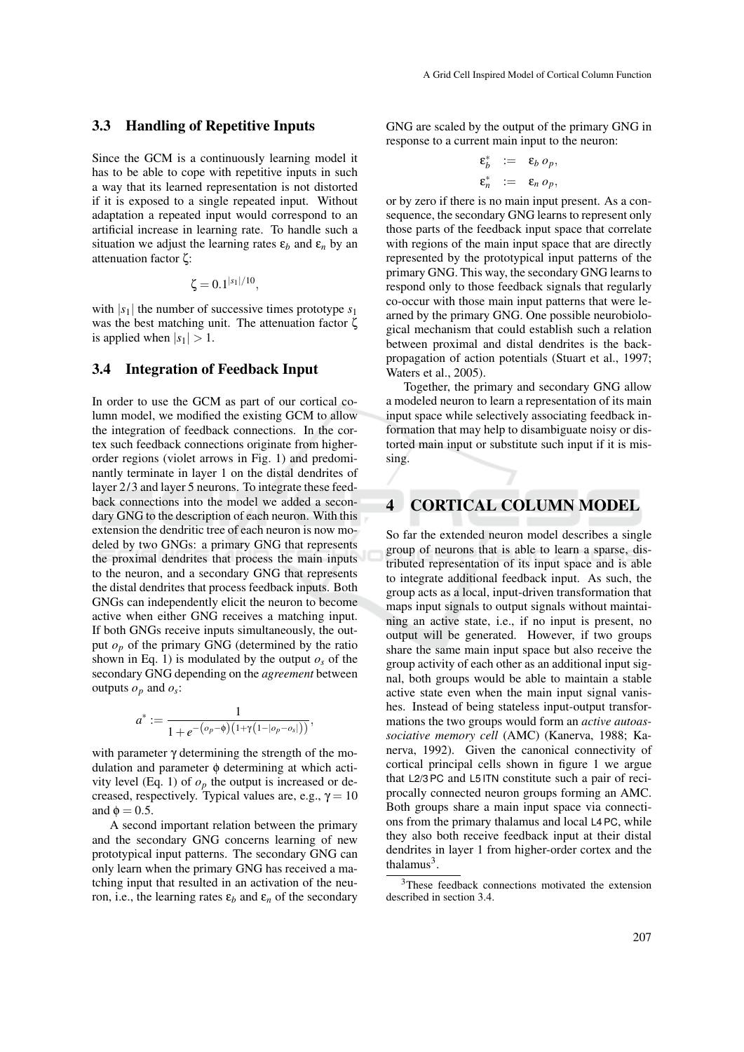### 3.3 Handling of Repetitive Inputs

Since the GCM is a continuously learning model it has to be able to cope with repetitive inputs in such a way that its learned representation is not distorted if it is exposed to a single repeated input. Without adaptation a repeated input would correspond to an artificial increase in learning rate. To handle such a situation we adjust the learning rates $\varepsilon_b$ and $\varepsilon_n$ by an attenuation factor $\zeta$:

$$\zeta = 0.1^{|s_1|/10},$$

with $|s_1|$ the number of successive times prototype $s_1$ was the best matching unit. The attenuation factor $\zeta$ is applied when $|s_1| > 1$.

### 3.4 Integration of Feedback Input

In order to use the GCM as part of our cortical column model, we modified the existing GCM to allow the integration of feedback connections. In the cortex such feedback connections originate from higher-order regions (violet arrows in Fig. 1) and predominantly terminate in layer 1 on the distal dendrites of layer 2/3 and layer 5 neurons. To integrate these feedback connections into the model we added a secondary GNG to the description of each neuron. With this extension the dendritic tree of each neuron is now modeled by two GNGs: a primary GNG that represents the proximal dendrites that process the main inputs to the neuron, and a secondary GNG that represents the distal dendrites that process feedback inputs. Both GNGs can independently elicit the neuron to become active when either GNG receives a matching input. If both GNGs receive inputs simultaneously, the output $o_p$ of the primary GNG (determined by the ratio shown in Eq. 1) is modulated by the output $o_s$ of the secondary GNG depending on the *agreement* between outputs $o_p$ and $o_s$:

$$a^* := \frac{1}{1 + e^{-\left(o_p - \phi\right)\left(1 + \gamma\left(1 - |o_p - o_s|\right)\right)}},$$

with parameter $\gamma$ determining the strength of the modulation and parameter $\phi$ determining at which activity level (Eq. 1) of $o_p$ the output is increased or decreased, respectively. Typical values are, e.g., $\gamma = 10$ and $\phi = 0.5$.

A second important relation between the primary and the secondary GNG concerns learning of new prototypical input patterns. The secondary GNG can only learn when the primary GNG has received a matching input that resulted in an activation of the neuron, i.e., the learning rates $\varepsilon_b$ and $\varepsilon_n$ of the secondary GNG are scaled by the output of the primary GNG in response to a current main input to the neuron:

$$\varepsilon_b^* := \varepsilon_b \, o_p,$$
$$\varepsilon_n^* := \varepsilon_n \, o_p,$$

or by zero if there is no main input present. As a consequence, the secondary GNG learns to represent only those parts of the feedback input space that correlate with regions of the main input space that are directly represented by the prototypical input patterns of the primary GNG. This way, the secondary GNG learns to respond only to those feedback signals that regularly co-occur with those main input patterns that were learned by the primary GNG. One possible neurobiological mechanism that could establish such a relation between proximal and distal dendrites is the backpropagation of action potentials (Stuart et al., 1997; Waters et al., 2005).

Together, the primary and secondary GNG allow a modeled neuron to learn a representation of its main input space while selectively associating feedback information that may help to disambiguate noisy or distorted main input or substitute such input if it is missing.

## 4 CORTICAL COLUMN MODEL

So far the extended neuron model describes a single group of neurons that is able to learn a sparse, distributed representation of its input space and is able to integrate additional feedback input. As such, the group acts as a local, input-driven transformation that maps input signals to output signals without maintaining an active state, i.e., if no input is present, no output will be generated. However, if two groups share the same main input space but also receive the group activity of each other as an additional input signal, both groups would be able to maintain a stable active state even when the main input signal vanishes. Instead of being stateless input-output transformations the two groups would form an *active autoassociative memory cell* (AMC) (Kanerva, 1988; Kanerva, 1992). Given the canonical connectivity of cortical principal cells shown in figure 1 we argue that L2/3 PC and L5 ITN constitute such a pair of reciprocally connected neuron groups forming an AMC. Both groups share a main input space via connections from the primary thalamus and local L4 PC, while they also both receive feedback input at their distal dendrites in layer 1 from higher-order cortex and the thalamus[3].

[3]These feedback connections motivated the extension described in section 3.4.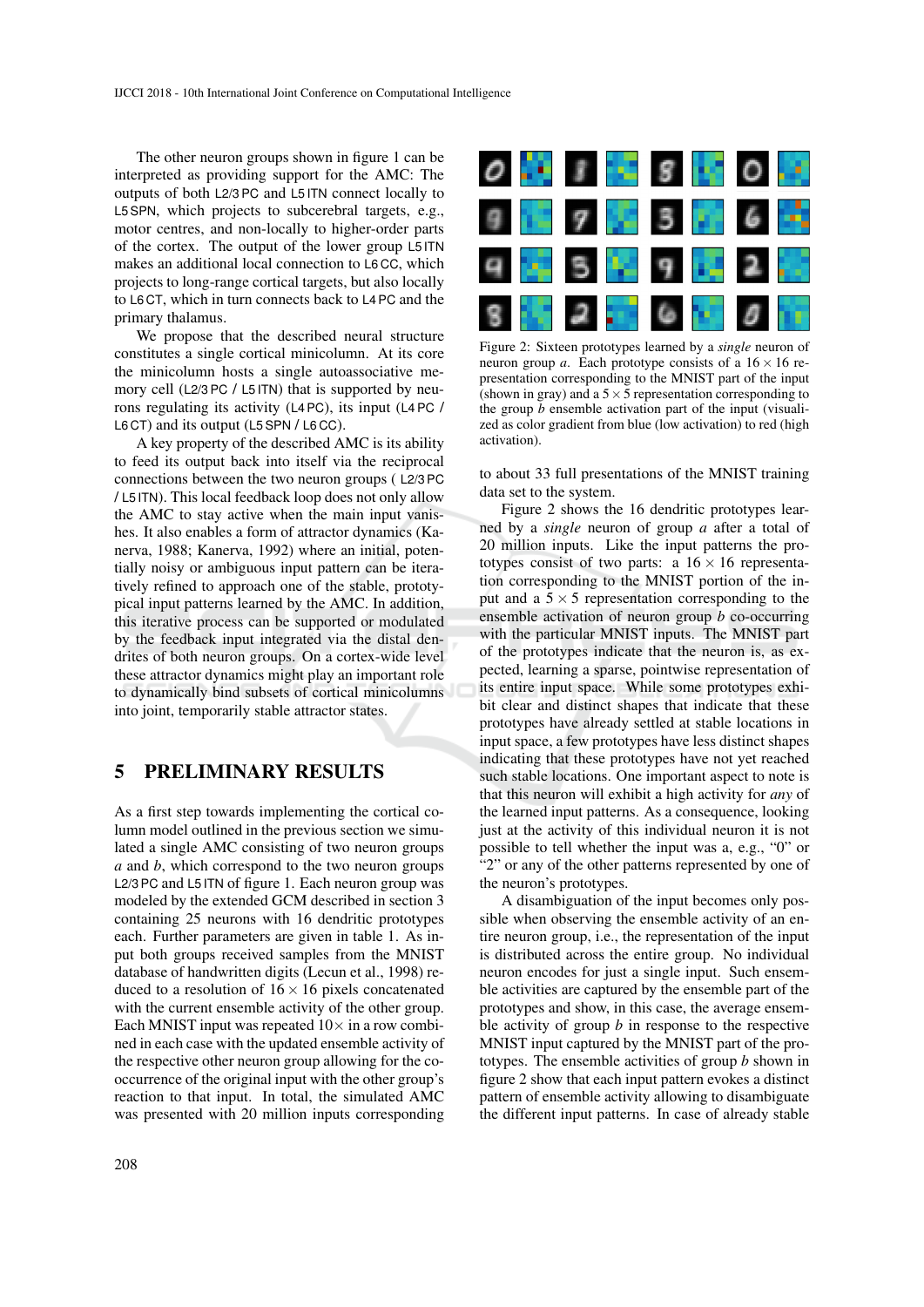The other neuron groups shown in figure 1 can be interpreted as providing support for the AMC: The outputs of both L2/3 PC and L5 ITN connect locally to L5 SPN, which projects to subcerebral targets, e.g., motor centres, and non-locally to higher-order parts of the cortex. The output of the lower group L5 ITN makes an additional local connection to L6 CC, which projects to long-range cortical targets, but also locally to L6 CT, which in turn connects back to L4 PC and the primary thalamus.

We propose that the described neural structure constitutes a single cortical minicolumn. At its core the minicolumn hosts a single autoassociative memory cell (L2/3 PC / L5 ITN) that is supported by neurons regulating its activity (L4 PC), its input (L4 PC / L6 CT) and its output (L5 SPN / L6 CC).

A key property of the described AMC is its ability to feed its output back into itself via the reciprocal connections between the two neuron groups ( L2/3 PC / L5 ITN). This local feedback loop does not only allow the AMC to stay active when the main input vanishes. It also enables a form of attractor dynamics (Kanerva, 1988; Kanerva, 1992) where an initial, potentially noisy or ambiguous input pattern can be iteratively refined to approach one of the stable, prototypical input patterns learned by the AMC. In addition, this iterative process can be supported or modulated by the feedback input integrated via the distal dendrites of both neuron groups. On a cortex-wide level these attractor dynamics might play an important role to dynamically bind subsets of cortical minicolumns into joint, temporarily stable attractor states.

## 5 PRELIMINARY RESULTS

As a first step towards implementing the cortical column model outlined in the previous section we simulated a single AMC consisting of two neuron groups *a* and *b*, which correspond to the two neuron groups L2/3 PC and L5 ITN of figure 1. Each neuron group was modeled by the extended GCM described in section 3 containing 25 neurons with 16 dendritic prototypes each. Further parameters are given in table 1. As input both groups received samples from the MNIST database of handwritten digits (Lecun et al., 1998) reduced to a resolution of $16 \times 16$ pixels concatenated with the current ensemble activity of the other group. Each MNIST input was repeated $10\times$ in a row combined in each case with the updated ensemble activity of the respective other neuron group allowing for the co-occurrence of the original input with the other group's reaction to that input. In total, the simulated AMC was presented with 20 million inputs corresponding to about 33 full presentations of the MNIST training data set to the system.

Figure 2: Sixteen prototypes learned by a *single* neuron of neuron group *a*. Each prototype consists of a $16 \times 16$ representation corresponding to the MNIST part of the input (shown in gray) and a $5 \times 5$ representation corresponding to the group *b* ensemble activation part of the input (visualized as color gradient from blue (low activation) to red (high activation).

Figure 2 shows the 16 dendritic prototypes learned by a *single* neuron of group *a* after a total of 20 million inputs. Like the input patterns the prototypes consist of two parts: a $16 \times 16$ representation corresponding to the MNIST portion of the input and a $5 \times 5$ representation corresponding to the ensemble activation of neuron group *b* co-occurring with the particular MNIST inputs. The MNIST part of the prototypes indicate that the neuron is, as expected, learning a sparse, pointwise representation of its entire input space. While some prototypes exhibit clear and distinct shapes that indicate that these prototypes have already settled at stable locations in input space, a few prototypes have less distinct shapes indicating that these prototypes have not yet reached such stable locations. One important aspect to note is that this neuron will exhibit a high activity for *any* of the learned input patterns. As a consequence, looking just at the activity of this individual neuron it is not possible to tell whether the input was a, e.g., "0" or "2" or any of the other patterns represented by one of the neuron's prototypes.

A disambiguation of the input becomes only possible when observing the ensemble activity of an entire neuron group, i.e., the representation of the input is distributed across the entire group. No individual neuron encodes for just a single input. Such ensemble activities are captured by the ensemble part of the prototypes and show, in this case, the average ensemble activity of group *b* in response to the respective MNIST input captured by the MNIST part of the prototypes. The ensemble activities of group *b* shown in figure 2 show that each input pattern evokes a distinct pattern of ensemble activity allowing to disambiguate the different input patterns. In case of already stable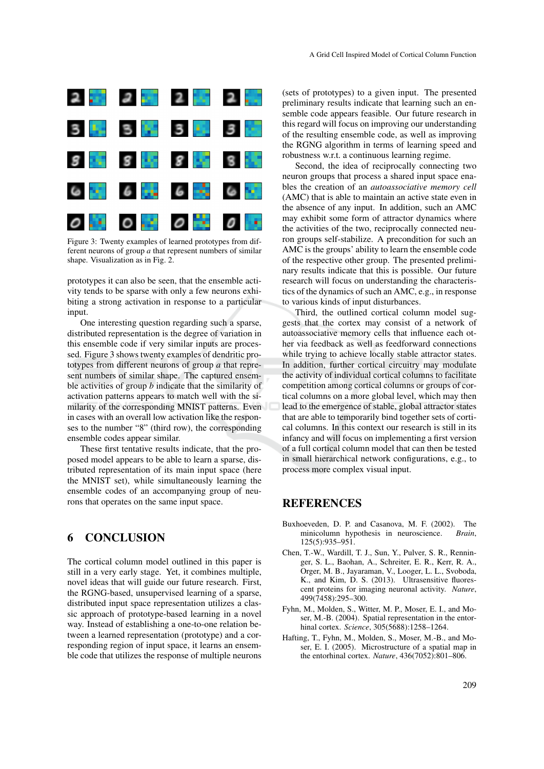Figure 3: Twenty examples of learned prototypes from different neurons of group *a* that represent numbers of similar shape. Visualization as in Fig. 2.

prototypes it can also be seen, that the ensemble activity tends to be sparse with only a few neurons exhibiting a strong activation in response to a particular input.

One interesting question regarding such a sparse, distributed representation is the degree of variation in this ensemble code if very similar inputs are processed. Figure 3 shows twenty examples of dendritic prototypes from different neurons of group *a* that represent numbers of similar shape. The captured ensemble activities of group *b* indicate that the similarity of activation patterns appears to match well with the similarity of the corresponding MNIST patterns. Even in cases with an overall low activation like the responses to the number “8” (third row), the corresponding ensemble codes appear similar.

These first tentative results indicate, that the proposed model appears to be able to learn a sparse, distributed representation of its main input space (here the MNIST set), while simultaneously learning the ensemble codes of an accompanying group of neurons that operates on the same input space.

## 6 CONCLUSION

The cortical column model outlined in this paper is still in a very early stage. Yet, it combines multiple, novel ideas that will guide our future research. First, the RGNG-based, unsupervised learning of a sparse, distributed input space representation utilizes a classic approach of prototype-based learning in a novel way. Instead of establishing a one-to-one relation between a learned representation (prototype) and a corresponding region of input space, it learns an ensemble code that utilizes the response of multiple neurons (sets of prototypes) to a given input. The presented preliminary results indicate that learning such an ensemble code appears feasible. Our future research in this regard will focus on improving our understanding of the resulting ensemble code, as well as improving the RGNG algorithm in terms of learning speed and robustness w.r.t. a continuous learning regime.

Second, the idea of reciprocally connecting two neuron groups that process a shared input space enables the creation of an *autoassociative memory cell* (AMC) that is able to maintain an active state even in the absence of any input. In addition, such an AMC may exhibit some form of attractor dynamics where the activities of the two, reciprocally connected neuron groups self-stabilize. A precondition for such an AMC is the groups’ ability to learn the ensemble code of the respective other group. The presented preliminary results indicate that this is possible. Our future research will focus on understanding the characteristics of the dynamics of such an AMC, e.g., in response to various kinds of input disturbances.

Third, the outlined cortical column model suggests that the cortex may consist of a network of autoassociative memory cells that influence each other via feedback as well as feedforward connections while trying to achieve locally stable attractor states. In addition, further cortical circuitry may modulate the activity of individual cortical columns to facilitate competition among cortical columns or groups of cortical columns on a more global level, which may then lead to the emergence of stable, global attractor states that are able to temporarily bind together sets of cortical columns. In this context our research is still in its infancy and will focus on implementing a first version of a full cortical column model that can then be tested in small hierarchical network configurations, e.g., to process more complex visual input.

## REFERENCES

Buxhoeveden, D. P. and Casanova, M. F. (2002). The minicolumn hypothesis in neuroscience. *Brain*, 125(5):935–951.

Chen, T.-W., Wardill, T. J., Sun, Y., Pulver, S. R., Renninger, S. L., Baohan, A., Schreiter, E. R., Kerr, R. A., Orger, M. B., Jayaraman, V., Looger, L. L., Svoboda, K., and Kim, D. S. (2013). Ultrasensitive fluorescent proteins for imaging neuronal activity. *Nature*, 499(7458):295–300.

Fyhn, M., Molden, S., Witter, M. P., Moser, E. I., and Moser, M.-B. (2004). Spatial representation in the entorhinal cortex. *Science*, 305(5688):1258–1264.

Hafting, T., Fyhn, M., Molden, S., Moser, M.-B., and Moser, E. I. (2005). Microstructure of a spatial map in the entorhinal cortex. *Nature*, 436(7052):801–806.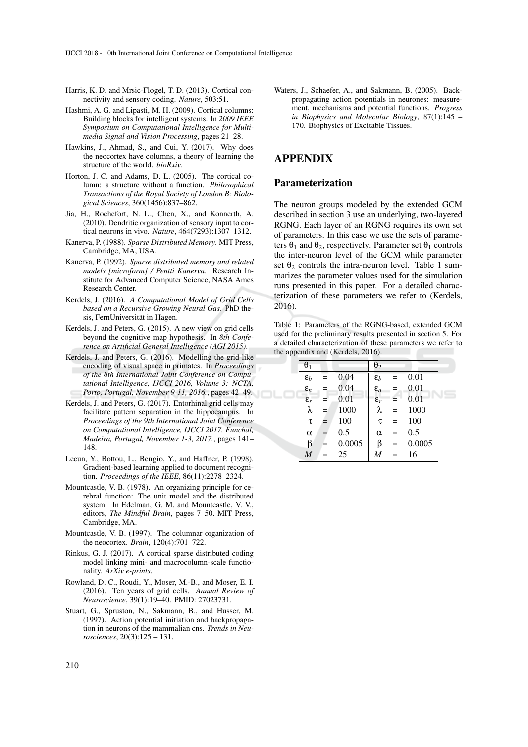Harris, K. D. and Mrsic-Flogel, T. D. (2013). Cortical connectivity and sensory coding. *Nature*, 503:51.

Hashmi, A. G. and Lipasti, M. H. (2009). Cortical columns: Building blocks for intelligent systems. In *2009 IEEE Symposium on Computational Intelligence for Multimedia Signal and Vision Processing*, pages 21–28.

Hawkins, J., Ahmad, S., and Cui, Y. (2017). Why does the neocortex have columns, a theory of learning the structure of the world. *bioRxiv*.

Horton, J. C. and Adams, D. L. (2005). The cortical column: a structure without a function. *Philosophical Transactions of the Royal Society of London B: Biological Sciences*, 360(1456):837–862.

Jia, H., Rochefort, N. L., Chen, X., and Konnerth, A. (2010). Dendritic organization of sensory input to cortical neurons in vivo. *Nature*, 464(7293):1307–1312.

Kanerva, P. (1988). *Sparse Distributed Memory*. MIT Press, Cambridge, MA, USA.

Kanerva, P. (1992). *Sparse distributed memory and related models [microform] / Pentti Kanerva*. Research Institute for Advanced Computer Science, NASA Ames Research Center.

Kerdels, J. (2016). *A Computational Model of Grid Cells based on a Recursive Growing Neural Gas*. PhD thesis, FernUniversität in Hagen.

Kerdels, J. and Peters, G. (2015). A new view on grid cells beyond the cognitive map hypothesis. In *8th Conference on Artificial General Intelligence (AGI 2015)*.

Kerdels, J. and Peters, G. (2016). Modelling the grid-like encoding of visual space in primates. In *Proceedings of the 8th International Joint Conference on Computational Intelligence, IJCCI 2016, Volume 3: NCTA, Porto, Portugal, November 9-11, 2016.*, pages 42–49.

Kerdels, J. and Peters, G. (2017). Entorhinal grid cells may facilitate pattern separation in the hippocampus. In *Proceedings of the 9th International Joint Conference on Computational Intelligence, IJCCI 2017, Funchal, Madeira, Portugal, November 1-3, 2017.*, pages 141–148.

Lecun, Y., Bottou, L., Bengio, Y., and Haffner, P. (1998). Gradient-based learning applied to document recognition. *Proceedings of the IEEE*, 86(11):2278–2324.

Mountcastle, V. B. (1978). An organizing principle for cerebral function: The unit model and the distributed system. In Edelman, G. M. and Mountcastle, V. V., editors, *The Mindful Brain*, pages 7–50. MIT Press, Cambridge, MA.

Mountcastle, V. B. (1997). The columnar organization of the neocortex. *Brain*, 120(4):701–722.

Rinkus, G. J. (2017). A cortical sparse distributed coding model linking mini- and macrocolumn-scale functionality. *ArXiv e-prints*.

Rowland, D. C., Roudi, Y., Moser, M.-B., and Moser, E. I. (2016). Ten years of grid cells. *Annual Review of Neuroscience*, 39(1):19–40. PMID: 27023731.

Stuart, G., Spruston, N., Sakmann, B., and Husser, M. (1997). Action potential initiation and backpropagation in neurons of the mammalian cns. *Trends in Neurosciences*, 20(3):125 – 131.

Waters, J., Schaefer, A., and Sakmann, B. (2005). Backpropagating action potentials in neurones: measurement, mechanisms and potential functions. *Progress in Biophysics and Molecular Biology*, 87(1):145 – 170. Biophysics of Excitable Tissues.

# APPENDIX

## Parameterization

The neuron groups modeled by the extended GCM described in section 3 use an underlying, two-layered RGNG. Each layer of an RGNG requires its own set of parameters. In this case we use the sets of parameters $\theta_1$ and $\theta_2$, respectively. Parameter set $\theta_1$ controls the inter-neuron level of the GCM while parameter set $\theta_2$ controls the intra-neuron level. Table 1 summarizes the parameter values used for the simulation runs presented in this paper. For a detailed characterization of these parameters we refer to (Kerdels, 2016).

Table 1: Parameters of the RGNG-based, extended GCM used for the preliminary results presented in section 5. For a detailed characterization of these parameters we refer to the appendix and (Kerdels, 2016).

| $\theta_1$ | | | $\theta_2$ | | |
|---|---|---|---|---|---|
| $\varepsilon_b$ | = | 0.04 | $\varepsilon_b$ | = | 0.01 |
| $\varepsilon_n$ | = | 0.04 | $\varepsilon_n$ | = | 0.01 |
| $\varepsilon_r$ | = | 0.01 | $\varepsilon_r$ | = | 0.01 |
| $\lambda$ | = | 1000 | $\lambda$ | = | 1000 |
| $\tau$ | = | 100 | $\tau$ | = | 100 |
| $\alpha$ | = | 0.5 | $\alpha$ | = | 0.5 |
| $\beta$ | = | 0.0005 | $\beta$ | = | 0.0005 |
| $M$ | = | 25 | $M$ | = | 16 |